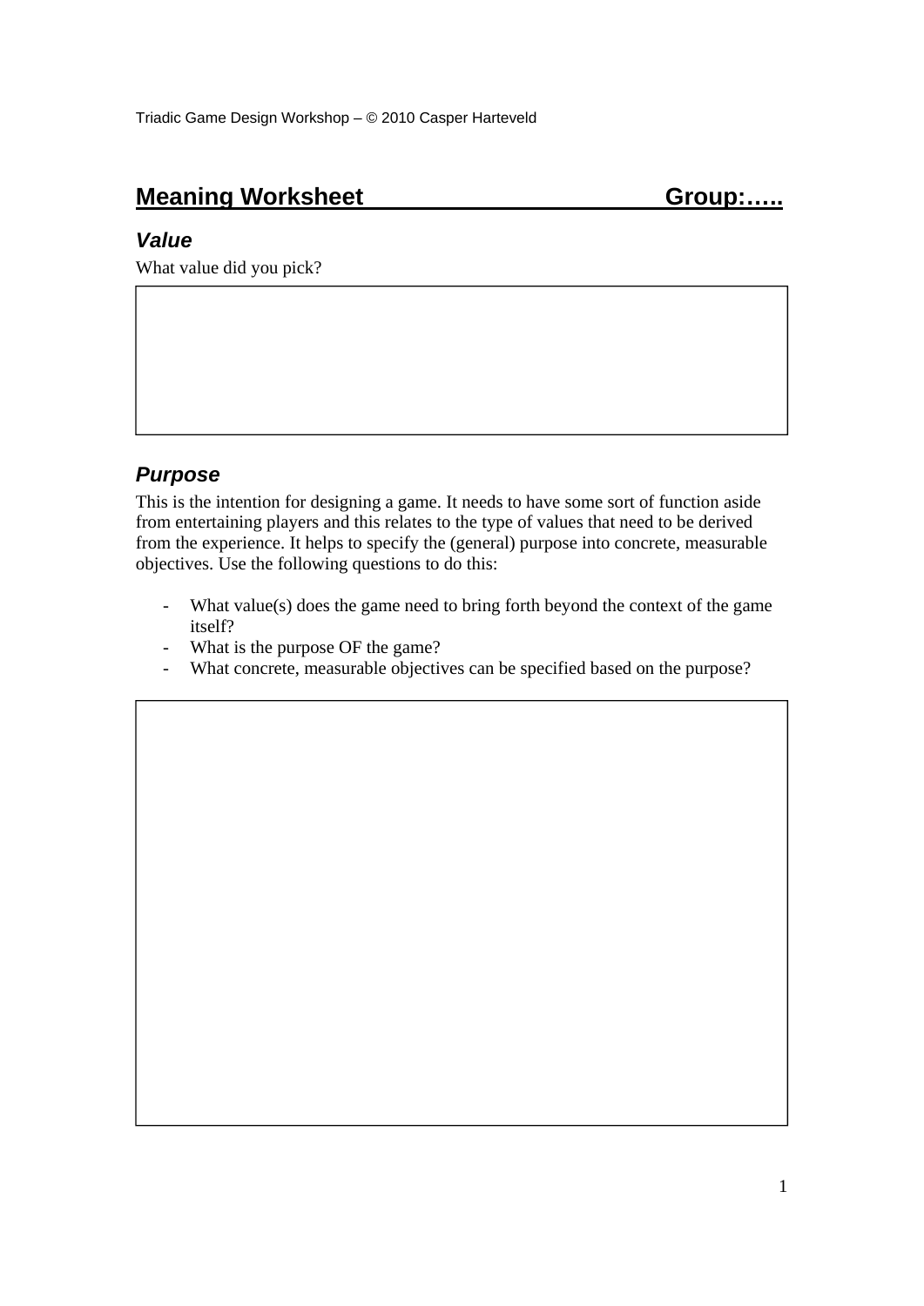# Meaning Worksheet Group:…..

## *Value*

What value did you pick?

## *Purpose*

This is the intention for designing a game. It needs to have some sort of function aside from entertaining players and this relates to the type of values that need to be derived from the experience. It helps to specify the (general) purpose into concrete, measurable objectives. Use the following questions to do this:

- What value(s) does the game need to bring forth beyond the context of the game itself?
- What is the purpose OF the game?
- What concrete, measurable objectives can be specified based on the purpose?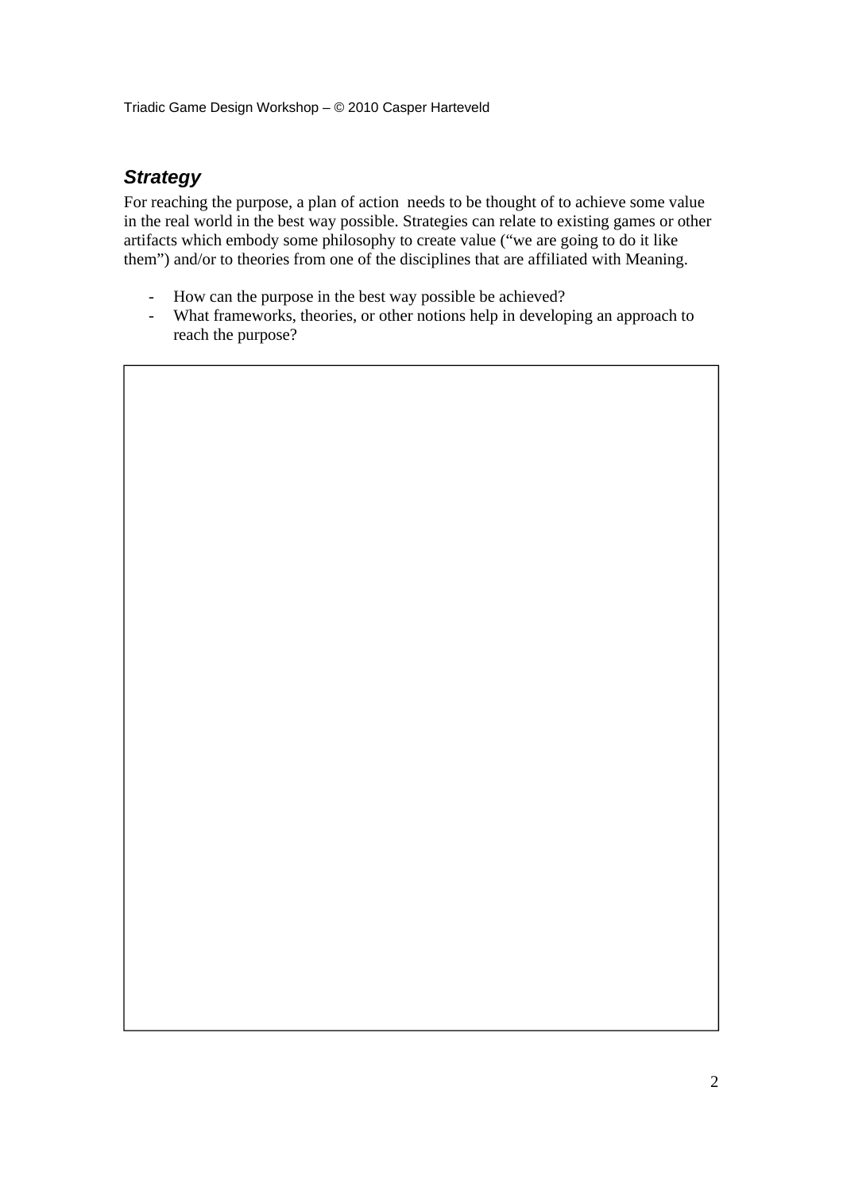## *Strategy*

For reaching the purpose, a plan of action needs to be thought of to achieve some value in the real world in the best way possible. Strategies can relate to existing games or other artifacts which embody some philosophy to create value ("we are going to do it like them") and/or to theories from one of the disciplines that are affiliated with Meaning.

- How can the purpose in the best way possible be achieved?
- What frameworks, theories, or other notions help in developing an approach to reach the purpose?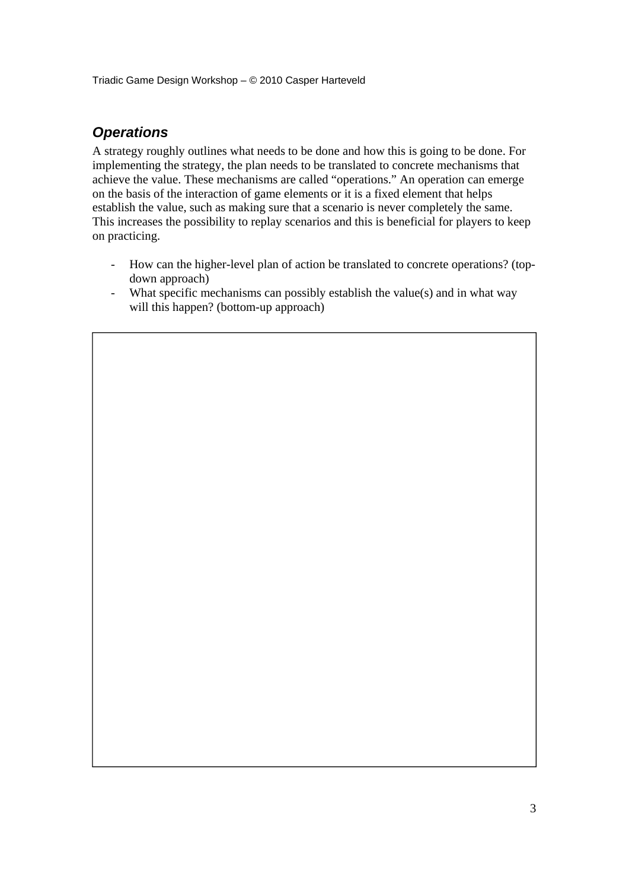## ***Operations***

A strategy roughly outlines what needs to be done and how this is going to be done. For implementing the strategy, the plan needs to be translated to concrete mechanisms that achieve the value. These mechanisms are called "operations." An operation can emerge on the basis of the interaction of game elements or it is a fixed element that helps establish the value, such as making sure that a scenario is never completely the same. This increases the possibility to replay scenarios and this is beneficial for players to keep on practicing.

- How can the higher-level plan of action be translated to concrete operations? (top-down approach)
- What specific mechanisms can possibly establish the value(s) and in what way will this happen? (bottom-up approach)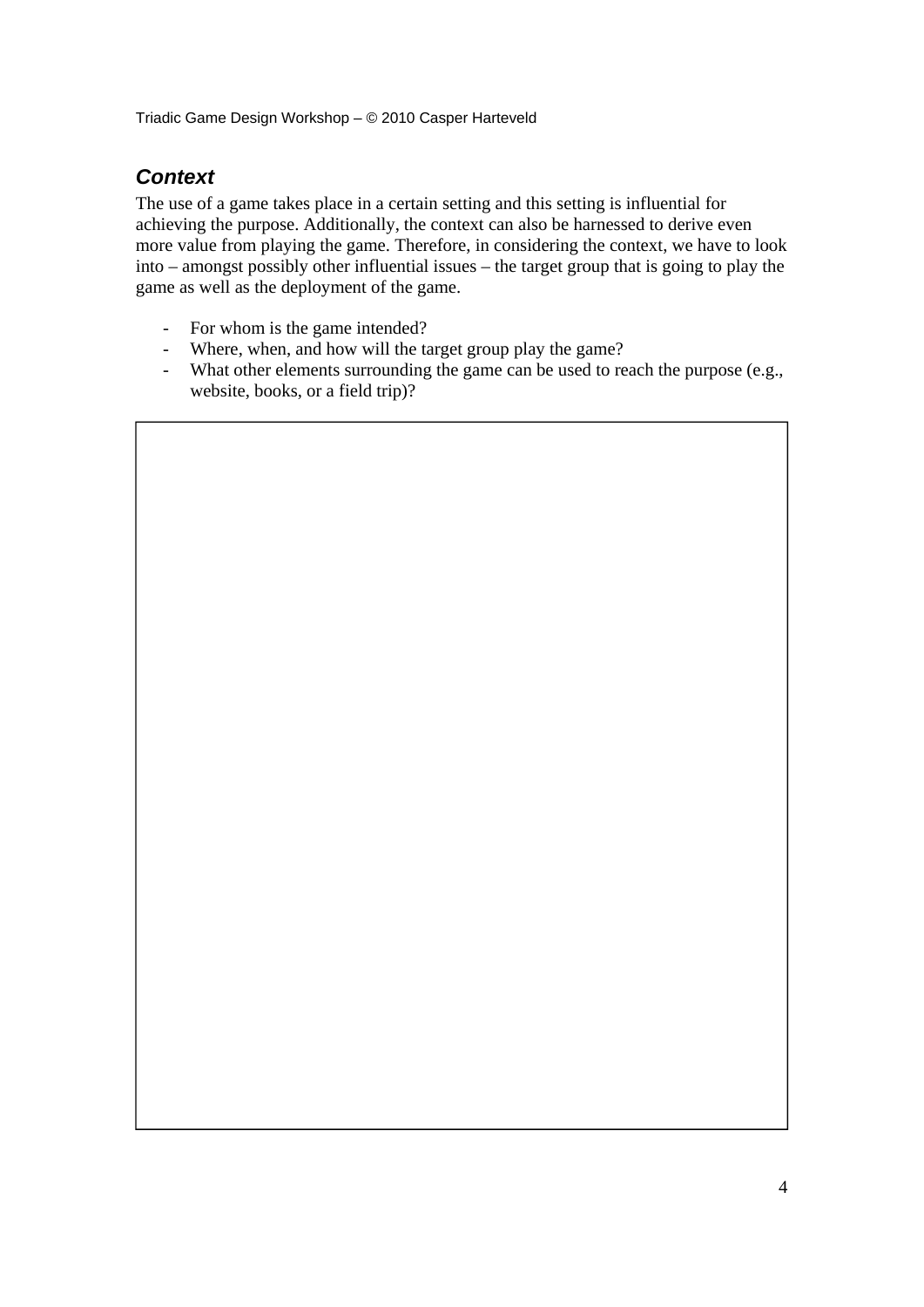## *Context*

The use of a game takes place in a certain setting and this setting is influential for achieving the purpose. Additionally, the context can also be harnessed to derive even more value from playing the game. Therefore, in considering the context, we have to look into – amongst possibly other influential issues – the target group that is going to play the game as well as the deployment of the game.

- For whom is the game intended?
- Where, when, and how will the target group play the game?
- What other elements surrounding the game can be used to reach the purpose (e.g., website, books, or a field trip)?